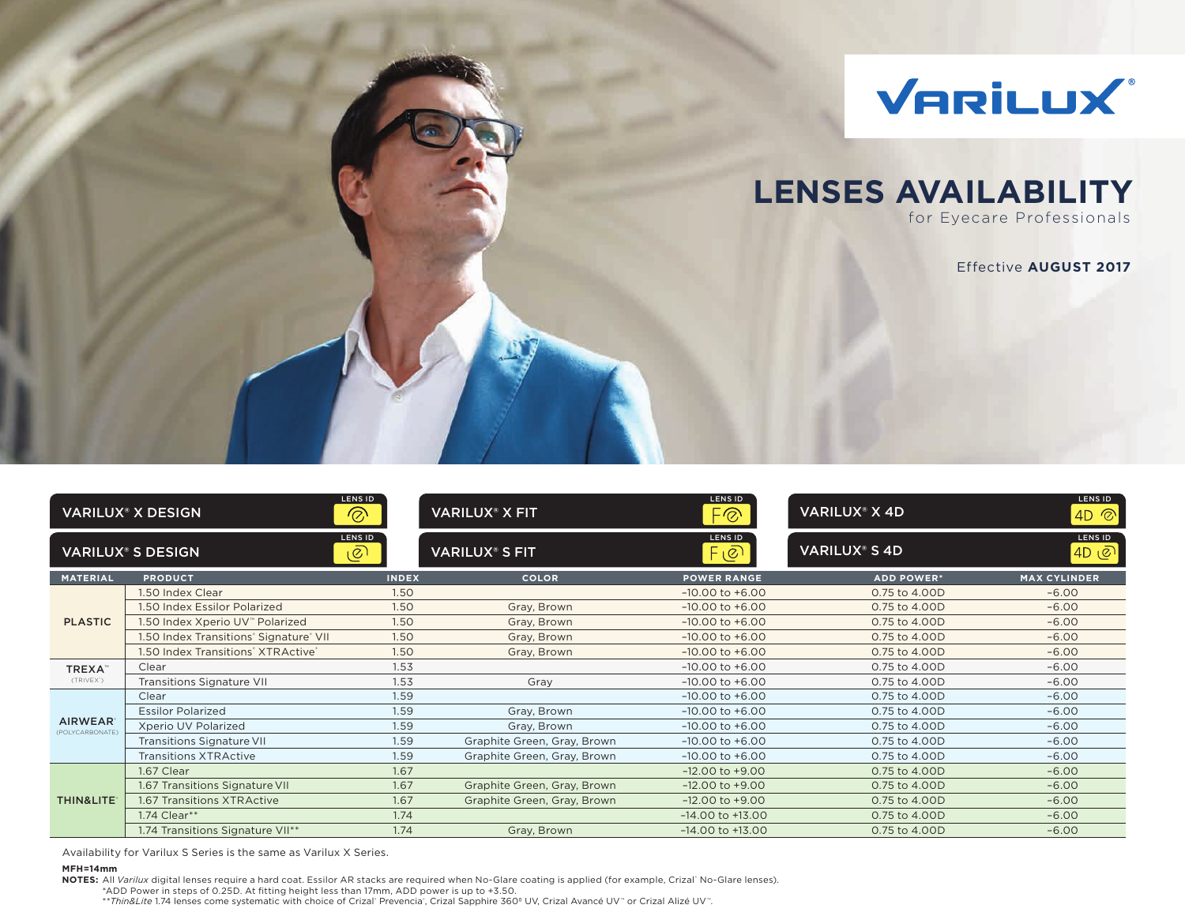# VARILUX®

## LENSES AVAILABILITY

for Eyecare Professionals

Effective **AUGUST 2017**

| VARILUX® X DESIGN (LENS ID) | VARILUX® X FIT (LENS ID F) | VARILUX® X 4D (LENS ID 4D) |
|---|---|---|
| VARILUX® S DESIGN (LENS ID) | VARILUX® S FIT (LENS ID F) | VARILUX® S 4D (LENS ID 4D) |

| MATERIAL | PRODUCT | INDEX | COLOR | POWER RANGE | ADD POWER* | MAX CYLINDER |
|---|---|---|---|---|---|---|
| PLASTIC | 1.50 Index Clear | 1.50 | | -10.00 to +6.00 | 0.75 to 4.00D | -6.00 |
| | 1.50 Index Essilor Polarized | 1.50 | Gray, Brown | -10.00 to +6.00 | 0.75 to 4.00D | -6.00 |
| | 1.50 Index Xperio UV™ Polarized | 1.50 | Gray, Brown | -10.00 to +6.00 | 0.75 to 4.00D | -6.00 |
| | 1.50 Index Transitions® Signature® VII | 1.50 | Gray, Brown | -10.00 to +6.00 | 0.75 to 4.00D | -6.00 |
| | 1.50 Index Transitions® XTRActive® | 1.50 | Gray, Brown | -10.00 to +6.00 | 0.75 to 4.00D | -6.00 |
| TREXA™ (TRIVEX®) | Clear | 1.53 | | -10.00 to +6.00 | 0.75 to 4.00D | -6.00 |
| | Transitions Signature VII | 1.53 | Gray | -10.00 to +6.00 | 0.75 to 4.00D | -6.00 |
| AIRWEAR® (POLYCARBONATE) | Clear | 1.59 | | -10.00 to +6.00 | 0.75 to 4.00D | -6.00 |
| | Essilor Polarized | 1.59 | Gray, Brown | -10.00 to +6.00 | 0.75 to 4.00D | -6.00 |
| | Xperio UV Polarized | 1.59 | Gray, Brown | -10.00 to +6.00 | 0.75 to 4.00D | -6.00 |
| | Transitions Signature VII | 1.59 | Graphite Green, Gray, Brown | -10.00 to +6.00 | 0.75 to 4.00D | -6.00 |
| | Transitions XTRActive | 1.59 | Graphite Green, Gray, Brown | -10.00 to +6.00 | 0.75 to 4.00D | -6.00 |
| THIN&LITE® | 1.67 Clear | 1.67 | | -12.00 to +9.00 | 0.75 to 4.00D | -6.00 |
| | 1.67 Transitions Signature VII | 1.67 | Graphite Green, Gray, Brown | -12.00 to +9.00 | 0.75 to 4.00D | -6.00 |
| | 1.67 Transitions XTRActive | 1.67 | Graphite Green, Gray, Brown | -12.00 to +9.00 | 0.75 to 4.00D | -6.00 |
| | 1.74 Clear** | 1.74 | | -14.00 to +13.00 | 0.75 to 4.00D | -6.00 |
| | 1.74 Transitions Signature VII** | 1.74 | Gray, Brown | -14.00 to +13.00 | 0.75 to 4.00D | -6.00 |

Availability for Varilux S Series is the same as Varilux X Series.

**MFH=14mm**

**NOTES:** All *Varilux* digital lenses require a hard coat. Essilor AR stacks are required when No-Glare coating is applied (for example, Crizal® No-Glare lenses).

*ADD Power in steps of 0.25D. At fitting height less than 17mm, ADD power is up to +3.50.

***Thin&Lite* 1.74 lenses come systematic with choice of Crizal® Prevencia®, Crizal Sapphire 360° UV, Crizal Avancé UV™ or Crizal Alizé UV™.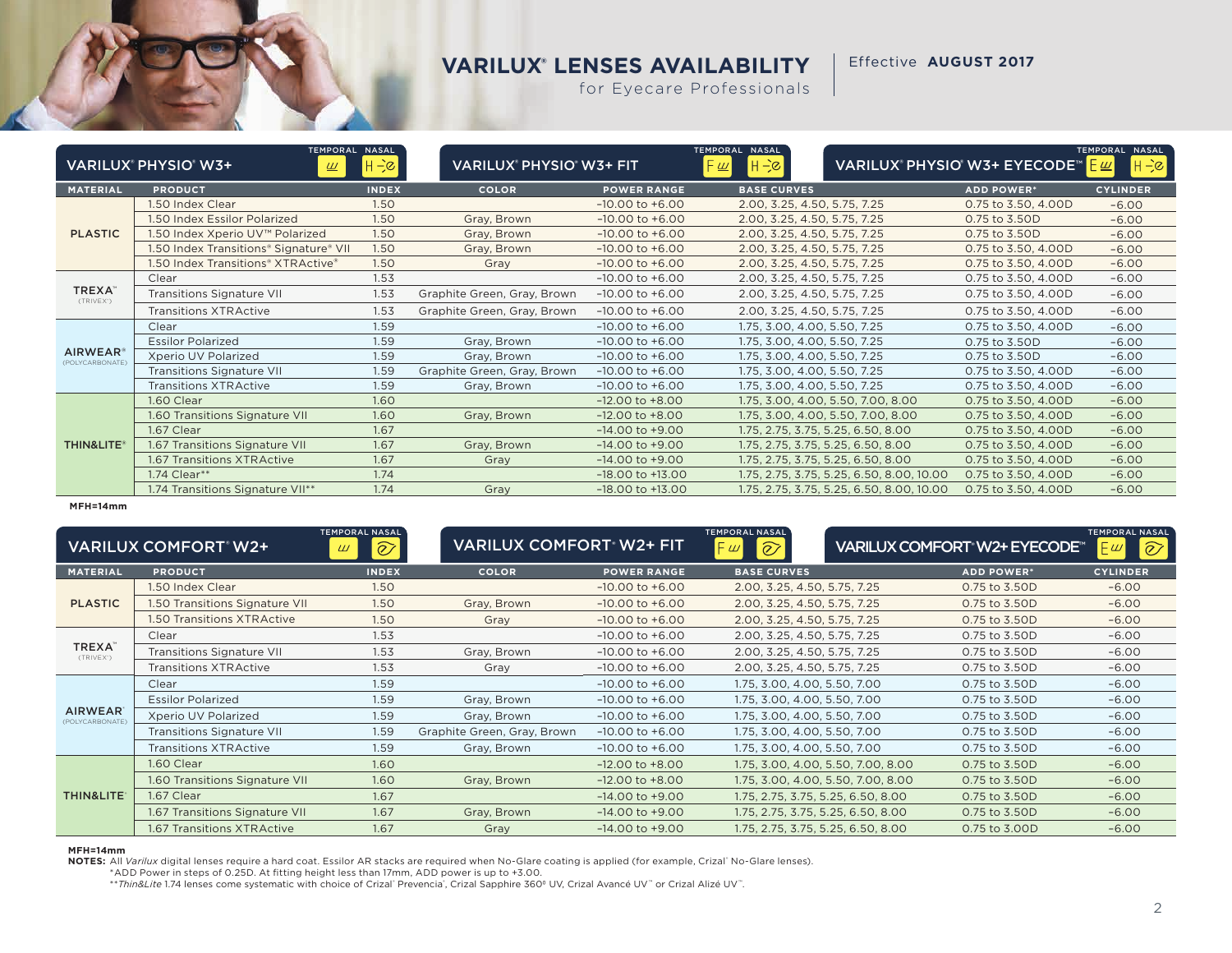# VARILUX® LENSES AVAILABILITY

for Eyecare Professionals

Effective **AUGUST 2017**

## VARILUX® PHYSIO® W3+ | VARILUX® PHYSIO® W3+ FIT | VARILUX® PHYSIO® W3+ EYECODE™

| MATERIAL | PRODUCT | INDEX | COLOR | POWER RANGE | BASE CURVES | ADD POWER* | CYLINDER |
|---|---|---|---|---|---|---|---|
| PLASTIC | 1.50 Index Clear | 1.50 | | -10.00 to +6.00 | 2.00, 3.25, 4.50, 5.75, 7.25 | 0.75 to 3.50, 4.00D | -6.00 |
| | 1.50 Index Essilor Polarized | 1.50 | Gray, Brown | -10.00 to +6.00 | 2.00, 3.25, 4.50, 5.75, 7.25 | 0.75 to 3.50D | -6.00 |
| | 1.50 Index Xperio UV™ Polarized | 1.50 | Gray, Brown | -10.00 to +6.00 | 2.00, 3.25, 4.50, 5.75, 7.25 | 0.75 to 3.50D | -6.00 |
| | 1.50 Index Transitions® Signature® VII | 1.50 | Gray, Brown | -10.00 to +6.00 | 2.00, 3.25, 4.50, 5.75, 7.25 | 0.75 to 3.50, 4.00D | -6.00 |
| | 1.50 Index Transitions® XTRActive® | 1.50 | Gray | -10.00 to +6.00 | 2.00, 3.25, 4.50, 5.75, 7.25 | 0.75 to 3.50, 4.00D | -6.00 |
| TREXA™ (TRIVEX®) | Clear | 1.53 | | -10.00 to +6.00 | 2.00, 3.25, 4.50, 5.75, 7.25 | 0.75 to 3.50, 4.00D | -6.00 |
| | Transitions Signature VII | 1.53 | Graphite Green, Gray, Brown | -10.00 to +6.00 | 2.00, 3.25, 4.50, 5.75, 7.25 | 0.75 to 3.50, 4.00D | -6.00 |
| | Transitions XTRActive | 1.53 | Graphite Green, Gray, Brown | -10.00 to +6.00 | 2.00, 3.25, 4.50, 5.75, 7.25 | 0.75 to 3.50, 4.00D | -6.00 |
| AIRWEAR® (POLYCARBONATE) | Clear | 1.59 | | -10.00 to +6.00 | 1.75, 3.00, 4.00, 5.50, 7.25 | 0.75 to 3.50, 4.00D | -6.00 |
| | Essilor Polarized | 1.59 | Gray, Brown | -10.00 to +6.00 | 1.75, 3.00, 4.00, 5.50, 7.25 | 0.75 to 3.50D | -6.00 |
| | Xperio UV Polarized | 1.59 | Gray, Brown | -10.00 to +6.00 | 1.75, 3.00, 4.00, 5.50, 7.25 | 0.75 to 3.50D | -6.00 |
| | Transitions Signature VII | 1.59 | Graphite Green, Gray, Brown | -10.00 to +6.00 | 1.75, 3.00, 4.00, 5.50, 7.25 | 0.75 to 3.50, 4.00D | -6.00 |
| | Transitions XTRActive | 1.59 | Gray, Brown | -10.00 to +6.00 | 1.75, 3.00, 4.00, 5.50, 7.25 | 0.75 to 3.50, 4.00D | -6.00 |
| THIN&LITE® | 1.60 Clear | 1.60 | | -12.00 to +8.00 | 1.75, 3.00, 4.00, 5.50, 7.00, 8.00 | 0.75 to 3.50, 4.00D | -6.00 |
| | 1.60 Transitions Signature VII | 1.60 | Gray, Brown | -12.00 to +8.00 | 1.75, 3.00, 4.00, 5.50, 7.00, 8.00 | 0.75 to 3.50, 4.00D | -6.00 |
| | 1.67 Clear | 1.67 | | -14.00 to +9.00 | 1.75, 2.75, 3.75, 5.25, 6.50, 8.00 | 0.75 to 3.50, 4.00D | -6.00 |
| | 1.67 Transitions Signature VII | 1.67 | Gray, Brown | -14.00 to +9.00 | 1.75, 2.75, 3.75, 5.25, 6.50, 8.00 | 0.75 to 3.50, 4.00D | -6.00 |
| | 1.67 Transitions XTRActive | 1.67 | Gray | -14.00 to +9.00 | 1.75, 2.75, 3.75, 5.25, 6.50, 8.00 | 0.75 to 3.50, 4.00D | -6.00 |
| | 1.74 Clear** | 1.74 | | -18.00 to +13.00 | 1.75, 2.75, 3.75, 5.25, 6.50, 8.00, 10.00 | 0.75 to 3.50, 4.00D | -6.00 |
| | 1.74 Transitions Signature VII** | 1.74 | Gray | -18.00 to +13.00 | 1.75, 2.75, 3.75, 5.25, 6.50, 8.00, 10.00 | 0.75 to 3.50, 4.00D | -6.00 |

**MFH=14mm**

## VARILUX COMFORT® W2+ | VARILUX COMFORT® W2+ FIT | VARILUX COMFORT® W2+ EYECODE™

| MATERIAL | PRODUCT | INDEX | COLOR | POWER RANGE | BASE CURVES | ADD POWER* | CYLINDER |
|---|---|---|---|---|---|---|---|
| PLASTIC | 1.50 Index Clear | 1.50 | | -10.00 to +6.00 | 2.00, 3.25, 4.50, 5.75, 7.25 | 0.75 to 3.50D | -6.00 |
| | 1.50 Transitions Signature VII | 1.50 | Gray, Brown | -10.00 to +6.00 | 2.00, 3.25, 4.50, 5.75, 7.25 | 0.75 to 3.50D | -6.00 |
| | 1.50 Transitions XTRActive | 1.50 | Gray | -10.00 to +6.00 | 2.00, 3.25, 4.50, 5.75, 7.25 | 0.75 to 3.50D | -6.00 |
| TREXA™ (TRIVEX®) | Clear | 1.53 | | -10.00 to +6.00 | 2.00, 3.25, 4.50, 5.75, 7.25 | 0.75 to 3.50D | -6.00 |
| | Transitions Signature VII | 1.53 | Gray, Brown | -10.00 to +6.00 | 2.00, 3.25, 4.50, 5.75, 7.25 | 0.75 to 3.50D | -6.00 |
| | Transitions XTRActive | 1.53 | Gray | -10.00 to +6.00 | 2.00, 3.25, 4.50, 5.75, 7.25 | 0.75 to 3.50D | -6.00 |
| AIRWEAR® (POLYCARBONATE) | Clear | 1.59 | | -10.00 to +6.00 | 1.75, 3.00, 4.00, 5.50, 7.00 | 0.75 to 3.50D | -6.00 |
| | Essilor Polarized | 1.59 | Gray, Brown | -10.00 to +6.00 | 1.75, 3.00, 4.00, 5.50, 7.00 | 0.75 to 3.50D | -6.00 |
| | Xperio UV Polarized | 1.59 | Gray, Brown | -10.00 to +6.00 | 1.75, 3.00, 4.00, 5.50, 7.00 | 0.75 to 3.50D | -6.00 |
| | Transitions Signature VII | 1.59 | Graphite Green, Gray, Brown | -10.00 to +6.00 | 1.75, 3.00, 4.00, 5.50, 7.00 | 0.75 to 3.50D | -6.00 |
| | Transitions XTRActive | 1.59 | Gray, Brown | -10.00 to +6.00 | 1.75, 3.00, 4.00, 5.50, 7.00 | 0.75 to 3.50D | -6.00 |
| THIN&LITE® | 1.60 Clear | 1.60 | | -12.00 to +8.00 | 1.75, 3.00, 4.00, 5.50, 7.00, 8.00 | 0.75 to 3.50D | -6.00 |
| | 1.60 Transitions Signature VII | 1.60 | Gray, Brown | -12.00 to +8.00 | 1.75, 3.00, 4.00, 5.50, 7.00, 8.00 | 0.75 to 3.50D | -6.00 |
| | 1.67 Clear | 1.67 | | -14.00 to +9.00 | 1.75, 2.75, 3.75, 5.25, 6.50, 8.00 | 0.75 to 3.50D | -6.00 |
| | 1.67 Transitions Signature VII | 1.67 | Gray, Brown | -14.00 to +9.00 | 1.75, 2.75, 3.75, 5.25, 6.50, 8.00 | 0.75 to 3.50D | -6.00 |
| | 1.67 Transitions XTRActive | 1.67 | Gray | -14.00 to +9.00 | 1.75, 2.75, 3.75, 5.25, 6.50, 8.00 | 0.75 to 3.00D | -6.00 |

**MFH=14mm**

**NOTES:** All *Varilux* digital lenses require a hard coat. Essilor AR stacks are required when No-Glare coating is applied (for example, Crizal® No-Glare lenses).

*ADD Power in steps of 0.25D. At fitting height less than 17mm, ADD power is up to +3.00.

***Thin&Lite* 1.74 lenses come systematic with choice of Crizal® Prevencia®, Crizal Sapphire 360º UV, Crizal Avancé UV™ or Crizal Alizé UV™.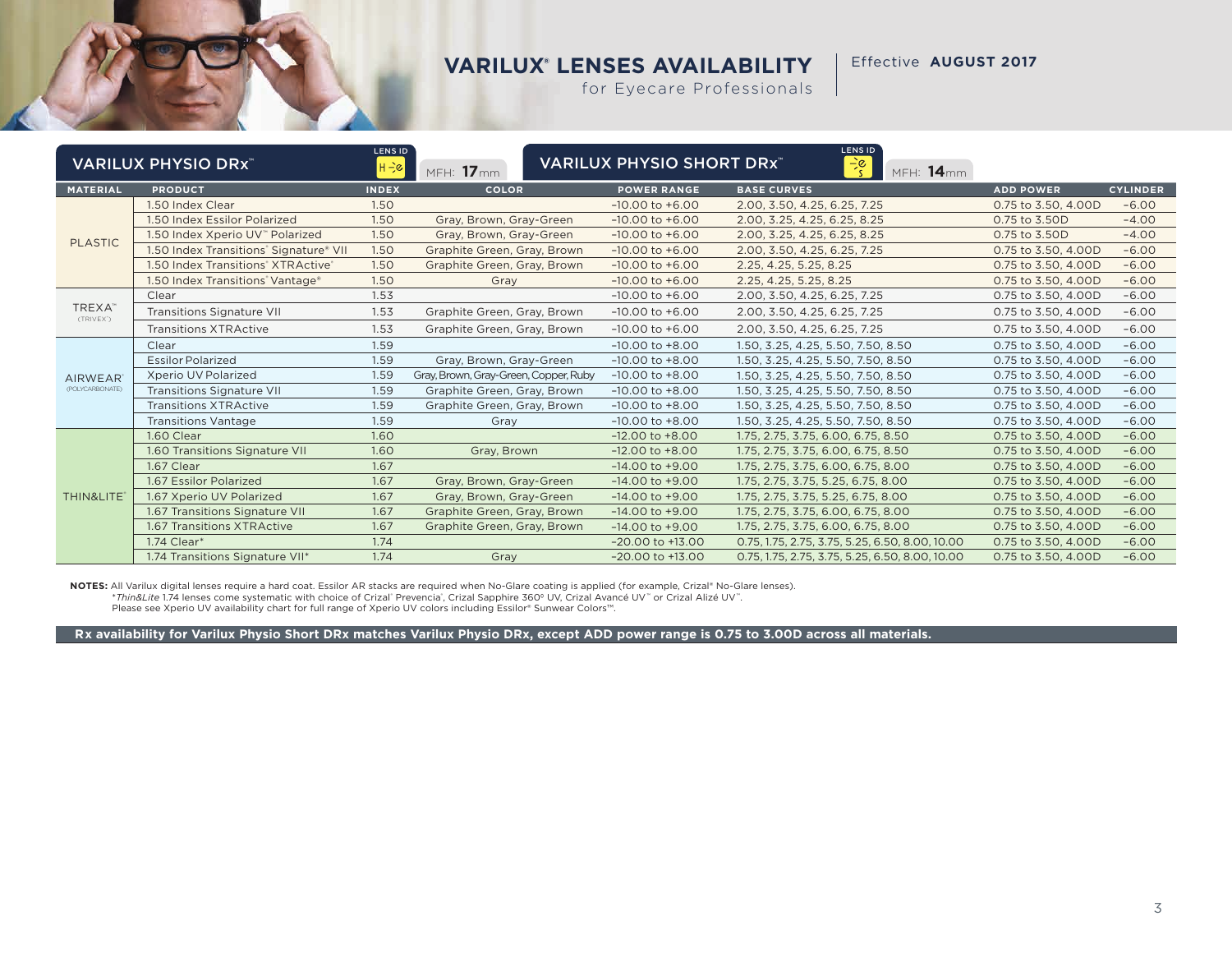# VARILUX® LENSES AVAILABILITY

for Eyecare Professionals

Effective **AUGUST 2017**

## VARILUX PHYSIO DRx™ — LENS ID: H-e — MFH: 17mm

## VARILUX PHYSIO SHORT DRx™ — LENS ID: e/S — MFH: 14mm

| MATERIAL | PRODUCT | INDEX | COLOR | POWER RANGE | BASE CURVES | ADD POWER | CYLINDER |
|---|---|---|---|---|---|---|---|
| PLASTIC | 1.50 Index Clear | 1.50 | | -10.00 to +6.00 | 2.00, 3.50, 4.25, 6.25, 7.25 | 0.75 to 3.50, 4.00D | -6.00 |
| | 1.50 Index Essilor Polarized | 1.50 | Gray, Brown, Gray-Green | -10.00 to +6.00 | 2.00, 3.25, 4.25, 6.25, 8.25 | 0.75 to 3.50D | -4.00 |
| | 1.50 Index Xperio UV™ Polarized | 1.50 | Gray, Brown, Gray-Green | -10.00 to +6.00 | 2.00, 3.25, 4.25, 6.25, 8.25 | 0.75 to 3.50D | -4.00 |
| | 1.50 Index Transitions® Signature® VII | 1.50 | Graphite Green, Gray, Brown | -10.00 to +6.00 | 2.00, 3.50, 4.25, 6.25, 7.25 | 0.75 to 3.50, 4.00D | -6.00 |
| | 1.50 Index Transitions® XTRActive® | 1.50 | Graphite Green, Gray, Brown | -10.00 to +6.00 | 2.25, 4.25, 5.25, 8.25 | 0.75 to 3.50, 4.00D | -6.00 |
| | 1.50 Index Transitions® Vantage® | 1.50 | Gray | -10.00 to +6.00 | 2.25, 4.25, 5.25, 8.25 | 0.75 to 3.50, 4.00D | -6.00 |
| TREXA™ (TRIVEX®) | Clear | 1.53 | | -10.00 to +6.00 | 2.00, 3.50, 4.25, 6.25, 7.25 | 0.75 to 3.50, 4.00D | -6.00 |
| | Transitions Signature VII | 1.53 | Graphite Green, Gray, Brown | -10.00 to +6.00 | 2.00, 3.50, 4.25, 6.25, 7.25 | 0.75 to 3.50, 4.00D | -6.00 |
| | Transitions XTRActive | 1.53 | Graphite Green, Gray, Brown | -10.00 to +6.00 | 2.00, 3.50, 4.25, 6.25, 7.25 | 0.75 to 3.50, 4.00D | -6.00 |
| AIRWEAR® (POLYCARBONATE) | Clear | 1.59 | | -10.00 to +8.00 | 1.50, 3.25, 4.25, 5.50, 7.50, 8.50 | 0.75 to 3.50, 4.00D | -6.00 |
| | Essilor Polarized | 1.59 | Gray, Brown, Gray-Green | -10.00 to +8.00 | 1.50, 3.25, 4.25, 5.50, 7.50, 8.50 | 0.75 to 3.50, 4.00D | -6.00 |
| | Xperio UV Polarized | 1.59 | Gray, Brown, Gray-Green, Copper, Ruby | -10.00 to +8.00 | 1.50, 3.25, 4.25, 5.50, 7.50, 8.50 | 0.75 to 3.50, 4.00D | -6.00 |
| | Transitions Signature VII | 1.59 | Graphite Green, Gray, Brown | -10.00 to +8.00 | 1.50, 3.25, 4.25, 5.50, 7.50, 8.50 | 0.75 to 3.50, 4.00D | -6.00 |
| | Transitions XTRActive | 1.59 | Graphite Green, Gray, Brown | -10.00 to +8.00 | 1.50, 3.25, 4.25, 5.50, 7.50, 8.50 | 0.75 to 3.50, 4.00D | -6.00 |
| | Transitions Vantage | 1.59 | Gray | -10.00 to +8.00 | 1.50, 3.25, 4.25, 5.50, 7.50, 8.50 | 0.75 to 3.50, 4.00D | -6.00 |
| THIN&LITE® | 1.60 Clear | 1.60 | | -12.00 to +8.00 | 1.75, 2.75, 3.75, 6.00, 6.75, 8.50 | 0.75 to 3.50, 4.00D | -6.00 |
| | 1.60 Transitions Signature VII | 1.60 | Gray, Brown | -12.00 to +8.00 | 1.75, 2.75, 3.75, 6.00, 6.75, 8.50 | 0.75 to 3.50, 4.00D | -6.00 |
| | 1.67 Clear | 1.67 | | -14.00 to +9.00 | 1.75, 2.75, 3.75, 6.00, 6.75, 8.00 | 0.75 to 3.50, 4.00D | -6.00 |
| | 1.67 Essilor Polarized | 1.67 | Gray, Brown, Gray-Green | -14.00 to +9.00 | 1.75, 2.75, 3.75, 5.25, 6.75, 8.00 | 0.75 to 3.50, 4.00D | -6.00 |
| | 1.67 Xperio UV Polarized | 1.67 | Gray, Brown, Gray-Green | -14.00 to +9.00 | 1.75, 2.75, 3.75, 5.25, 6.75, 8.00 | 0.75 to 3.50, 4.00D | -6.00 |
| | 1.67 Transitions Signature VII | 1.67 | Graphite Green, Gray, Brown | -14.00 to +9.00 | 1.75, 2.75, 3.75, 6.00, 6.75, 8.00 | 0.75 to 3.50, 4.00D | -6.00 |
| | 1.67 Transitions XTRActive | 1.67 | Graphite Green, Gray, Brown | -14.00 to +9.00 | 1.75, 2.75, 3.75, 6.00, 6.75, 8.00 | 0.75 to 3.50, 4.00D | -6.00 |
| | 1.74 Clear* | 1.74 | | -20.00 to +13.00 | 0.75, 1.75, 2.75, 3.75, 5.25, 6.50, 8.00, 10.00 | 0.75 to 3.50, 4.00D | -6.00 |
| | 1.74 Transitions Signature VII* | 1.74 | Gray | -20.00 to +13.00 | 0.75, 1.75, 2.75, 3.75, 5.25, 6.50, 8.00, 10.00 | 0.75 to 3.50, 4.00D | -6.00 |

**NOTES:** All Varilux digital lenses require a hard coat. Essilor AR stacks are required when No-Glare coating is applied (for example, Crizal® No-Glare lenses).
\**Thin&Lite* 1.74 lenses come systematic with choice of Crizal® Prevencia®, Crizal Sapphire 360º UV, Crizal Avancé UV™ or Crizal Alizé UV™.
Please see Xperio UV availability chart for full range of Xperio UV colors including Essilor® Sunwear Colors™.

**Rx availability for Varilux Physio Short DRx matches Varilux Physio DRx, except ADD power range is 0.75 to 3.00D across all materials.**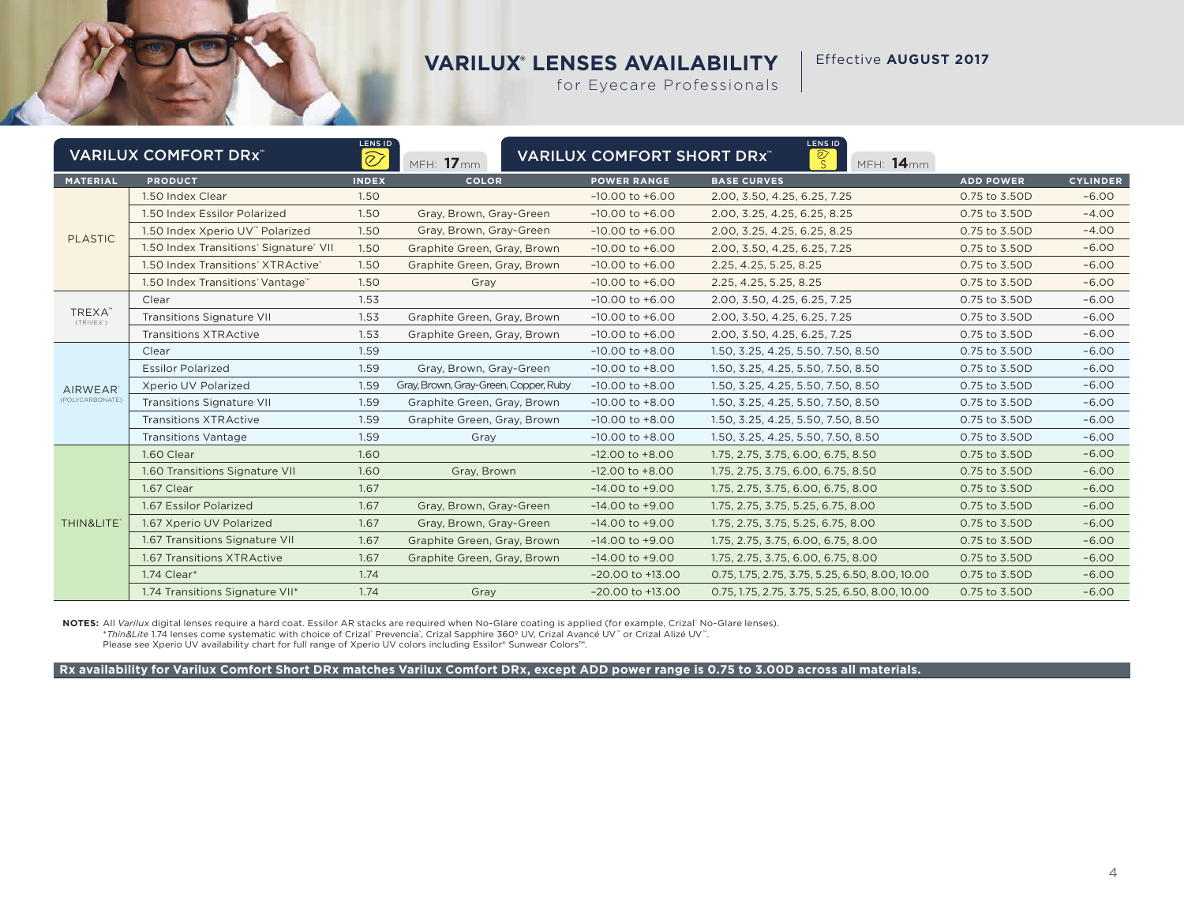# VARILUX® LENSES AVAILABILITY

for Eyecare Professionals

Effective **AUGUST 2017**

## VARILUX COMFORT DRx™ — MFH: 17mm | VARILUX COMFORT SHORT DRx™ — MFH: 14mm

| MATERIAL | PRODUCT | INDEX | COLOR | POWER RANGE | BASE CURVES | ADD POWER | CYLINDER |
|---|---|---|---|---|---|---|---|
| PLASTIC | 1.50 Index Clear | 1.50 | | -10.00 to +6.00 | 2.00, 3.50, 4.25, 6.25, 7.25 | 0.75 to 3.50D | -6.00 |
| | 1.50 Index Essilor Polarized | 1.50 | Gray, Brown, Gray-Green | -10.00 to +6.00 | 2.00, 3.25, 4.25, 6.25, 8.25 | 0.75 to 3.50D | -4.00 |
| | 1.50 Index Xperio UV™ Polarized | 1.50 | Gray, Brown, Gray-Green | -10.00 to +6.00 | 2.00, 3.25, 4.25, 6.25, 8.25 | 0.75 to 3.50D | -4.00 |
| | 1.50 Index Transitions® Signature® VII | 1.50 | Graphite Green, Gray, Brown | -10.00 to +6.00 | 2.00, 3.50, 4.25, 6.25, 7.25 | 0.75 to 3.50D | -6.00 |
| | 1.50 Index Transitions® XTRActive® | 1.50 | Graphite Green, Gray, Brown | -10.00 to +6.00 | 2.25, 4.25, 5.25, 8.25 | 0.75 to 3.50D | -6.00 |
| | 1.50 Index Transitions® Vantage™ | 1.50 | Gray | -10.00 to +6.00 | 2.25, 4.25, 5.25, 8.25 | 0.75 to 3.50D | -6.00 |
| TREXA™ (TRIVEX®) | Clear | 1.53 | | -10.00 to +6.00 | 2.00, 3.50, 4.25, 6.25, 7.25 | 0.75 to 3.50D | -6.00 |
| | Transitions Signature VII | 1.53 | Graphite Green, Gray, Brown | -10.00 to +6.00 | 2.00, 3.50, 4.25, 6.25, 7.25 | 0.75 to 3.50D | -6.00 |
| | Transitions XTRActive | 1.53 | Graphite Green, Gray, Brown | -10.00 to +6.00 | 2.00, 3.50, 4.25, 6.25, 7.25 | 0.75 to 3.50D | -6.00 |
| AIRWEAR® (POLYCARBONATE) | Clear | 1.59 | | -10.00 to +8.00 | 1.50, 3.25, 4.25, 5.50, 7.50, 8.50 | 0.75 to 3.50D | -6.00 |
| | Essilor Polarized | 1.59 | Gray, Brown, Gray-Green | -10.00 to +8.00 | 1.50, 3.25, 4.25, 5.50, 7.50, 8.50 | 0.75 to 3.50D | -6.00 |
| | Xperio UV Polarized | 1.59 | Gray, Brown, Gray-Green, Copper, Ruby | -10.00 to +8.00 | 1.50, 3.25, 4.25, 5.50, 7.50, 8.50 | 0.75 to 3.50D | -6.00 |
| | Transitions Signature VII | 1.59 | Graphite Green, Gray, Brown | -10.00 to +8.00 | 1.50, 3.25, 4.25, 5.50, 7.50, 8.50 | 0.75 to 3.50D | -6.00 |
| | Transitions XTRActive | 1.59 | Graphite Green, Gray, Brown | -10.00 to +8.00 | 1.50, 3.25, 4.25, 5.50, 7.50, 8.50 | 0.75 to 3.50D | -6.00 |
| | Transitions Vantage | 1.59 | Gray | -10.00 to +8.00 | 1.50, 3.25, 4.25, 5.50, 7.50, 8.50 | 0.75 to 3.50D | -6.00 |
| THIN&LITE® | 1.60 Clear | 1.60 | | -12.00 to +8.00 | 1.75, 2.75, 3.75, 6.00, 6.75, 8.50 | 0.75 to 3.50D | -6.00 |
| | 1.60 Transitions Signature VII | 1.60 | Gray, Brown | -12.00 to +8.00 | 1.75, 2.75, 3.75, 6.00, 6.75, 8.50 | 0.75 to 3.50D | -6.00 |
| | 1.67 Clear | 1.67 | | -14.00 to +9.00 | 1.75, 2.75, 3.75, 6.00, 6.75, 8.00 | 0.75 to 3.50D | -6.00 |
| | 1.67 Essilor Polarized | 1.67 | Gray, Brown, Gray-Green | -14.00 to +9.00 | 1.75, 2.75, 3.75, 5.25, 6.75, 8.00 | 0.75 to 3.50D | -6.00 |
| | 1.67 Xperio UV Polarized | 1.67 | Gray, Brown, Gray-Green | -14.00 to +9.00 | 1.75, 2.75, 3.75, 5.25, 6.75, 8.00 | 0.75 to 3.50D | -6.00 |
| | 1.67 Transitions Signature VII | 1.67 | Graphite Green, Gray, Brown | -14.00 to +9.00 | 1.75, 2.75, 3.75, 6.00, 6.75, 8.00 | 0.75 to 3.50D | -6.00 |
| | 1.67 Transitions XTRActive | 1.67 | Graphite Green, Gray, Brown | -14.00 to +9.00 | 1.75, 2.75, 3.75, 6.00, 6.75, 8.00 | 0.75 to 3.50D | -6.00 |
| | 1.74 Clear* | 1.74 | | -20.00 to +13.00 | 0.75, 1.75, 2.75, 3.75, 5.25, 6.50, 8.00, 10.00 | 0.75 to 3.50D | -6.00 |
| | 1.74 Transitions Signature VII* | 1.74 | Gray | -20.00 to +13.00 | 0.75, 1.75, 2.75, 3.75, 5.25, 6.50, 8.00, 10.00 | 0.75 to 3.50D | -6.00 |

**NOTES:** All *Varilux* digital lenses require a hard coat. Essilor AR stacks are required when No-Glare coating is applied (for example, Crizal® No-Glare lenses).
**Thin&Lite* 1.74 lenses come systematic with choice of Crizal® Prevencia®, Crizal Sapphire 360° UV, Crizal Avancé UV™ or Crizal Alizé UV™.
Please see Xperio UV availability chart for full range of Xperio UV colors including Essilor® Sunwear Colors™.

**Rx availability for Varilux Comfort Short DRx matches Varilux Comfort DRx, except ADD power range is 0.75 to 3.00D across all materials.**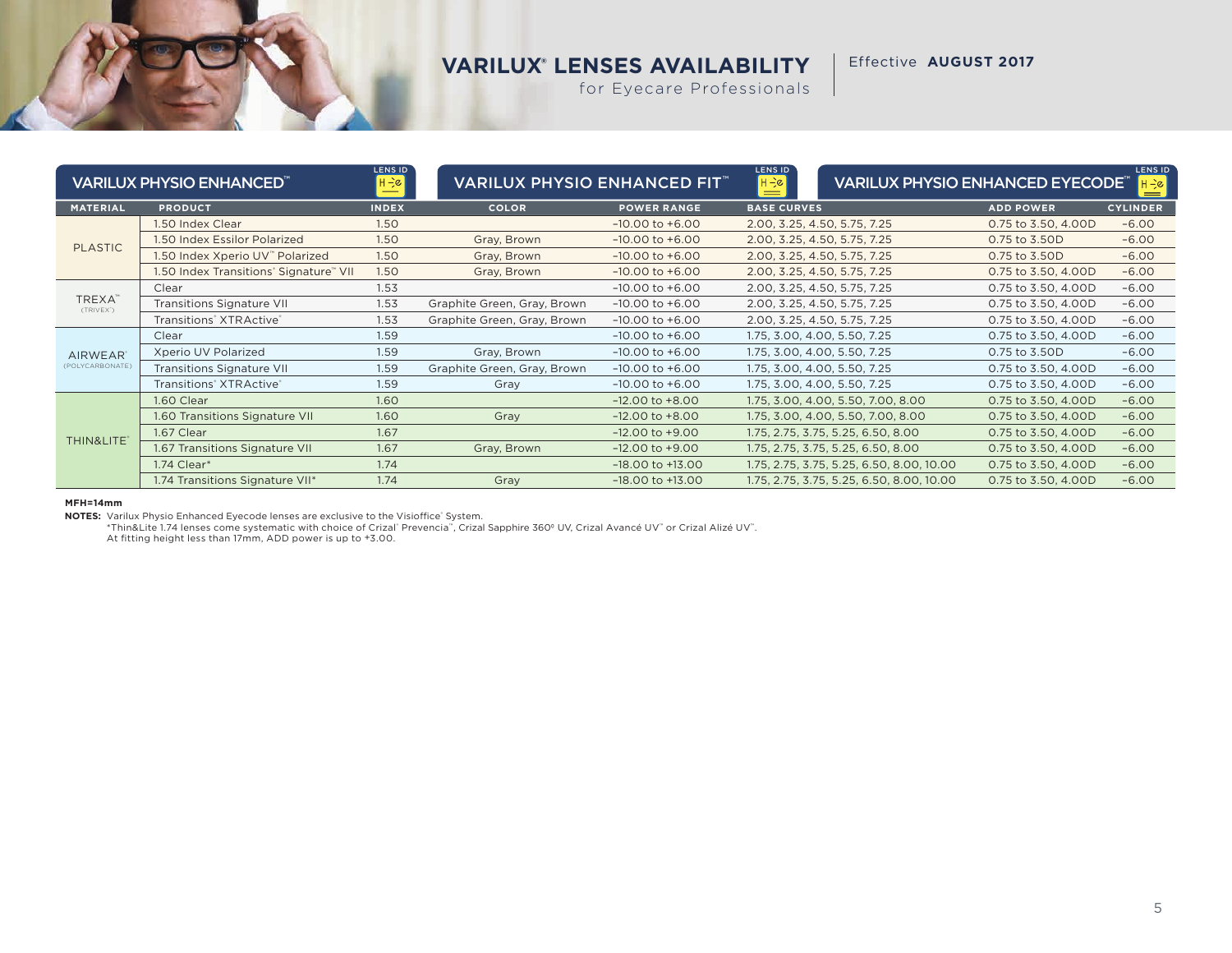# VARILUX® LENSES AVAILABILITY

for Eyecare Professionals

Effective **AUGUST 2017**

| VARILUX PHYSIO ENHANCED™ | | LENS ID | VARILUX PHYSIO ENHANCED FIT™ | | LENS ID | VARILUX PHYSIO ENHANCED EYECODE™ | | LENS ID |
|---|---|---|---|---|---|---|---|---|
| **MATERIAL** | **PRODUCT** | **INDEX** | **COLOR** | **POWER RANGE** | **BASE CURVES** | | **ADD POWER** | **CYLINDER** |
| PLASTIC | 1.50 Index Clear | 1.50 | | −10.00 to +6.00 | 2.00, 3.25, 4.50, 5.75, 7.25 | | 0.75 to 3.50, 4.00D | −6.00 |
| | 1.50 Index Essilor Polarized | 1.50 | Gray, Brown | −10.00 to +6.00 | 2.00, 3.25, 4.50, 5.75, 7.25 | | 0.75 to 3.50D | −6.00 |
| | 1.50 Index Xperio UV™ Polarized | 1.50 | Gray, Brown | −10.00 to +6.00 | 2.00, 3.25, 4.50, 5.75, 7.25 | | 0.75 to 3.50D | −6.00 |
| | 1.50 Index Transitions® Signature™ VII | 1.50 | Gray, Brown | −10.00 to +6.00 | 2.00, 3.25, 4.50, 5.75, 7.25 | | 0.75 to 3.50, 4.00D | −6.00 |
| TREXA™ (TRIVEX®) | Clear | 1.53 | | −10.00 to +6.00 | 2.00, 3.25, 4.50, 5.75, 7.25 | | 0.75 to 3.50, 4.00D | −6.00 |
| | Transitions Signature VII | 1.53 | Graphite Green, Gray, Brown | −10.00 to +6.00 | 2.00, 3.25, 4.50, 5.75, 7.25 | | 0.75 to 3.50, 4.00D | −6.00 |
| | Transitions® XTRActive® | 1.53 | Graphite Green, Gray, Brown | −10.00 to +6.00 | 2.00, 3.25, 4.50, 5.75, 7.25 | | 0.75 to 3.50, 4.00D | −6.00 |
| AIRWEAR® (POLYCARBONATE) | Clear | 1.59 | | −10.00 to +6.00 | 1.75, 3.00, 4.00, 5.50, 7.25 | | 0.75 to 3.50, 4.00D | −6.00 |
| | Xperio UV Polarized | 1.59 | Gray, Brown | −10.00 to +6.00 | 1.75, 3.00, 4.00, 5.50, 7.25 | | 0.75 to 3.50D | −6.00 |
| | Transitions Signature VII | 1.59 | Graphite Green, Gray, Brown | −10.00 to +6.00 | 1.75, 3.00, 4.00, 5.50, 7.25 | | 0.75 to 3.50, 4.00D | −6.00 |
| | Transitions® XTRActive® | 1.59 | Gray | −10.00 to +6.00 | 1.75, 3.00, 4.00, 5.50, 7.25 | | 0.75 to 3.50, 4.00D | −6.00 |
| THIN&LITE® | 1.60 Clear | 1.60 | | −12.00 to +8.00 | 1.75, 3.00, 4.00, 5.50, 7.00, 8.00 | | 0.75 to 3.50, 4.00D | −6.00 |
| | 1.60 Transitions Signature VII | 1.60 | Gray | −12.00 to +8.00 | 1.75, 3.00, 4.00, 5.50, 7.00, 8.00 | | 0.75 to 3.50, 4.00D | −6.00 |
| | 1.67 Clear | 1.67 | | −12.00 to +9.00 | 1.75, 2.75, 3.75, 5.25, 6.50, 8.00 | | 0.75 to 3.50, 4.00D | −6.00 |
| | 1.67 Transitions Signature VII | 1.67 | Gray, Brown | −12.00 to +9.00 | 1.75, 2.75, 3.75, 5.25, 6.50, 8.00 | | 0.75 to 3.50, 4.00D | −6.00 |
| | 1.74 Clear* | 1.74 | | −18.00 to +13.00 | 1.75, 2.75, 3.75, 5.25, 6.50, 8.00, 10.00 | | 0.75 to 3.50, 4.00D | −6.00 |
| | 1.74 Transitions Signature VII* | 1.74 | Gray | −18.00 to +13.00 | 1.75, 2.75, 3.75, 5.25, 6.50, 8.00, 10.00 | | 0.75 to 3.50, 4.00D | −6.00 |

**MFH=14mm**

**NOTES:** Varilux Physio Enhanced Eyecode lenses are exclusive to the Visioffice® System.
*Thin&Lite 1.74 lenses come systematic with choice of Crizal® Prevencia™, Crizal Sapphire 360º UV, Crizal Avancé UV™ or Crizal Alizé UV™.
At fitting height less than 17mm, ADD power is up to +3.00.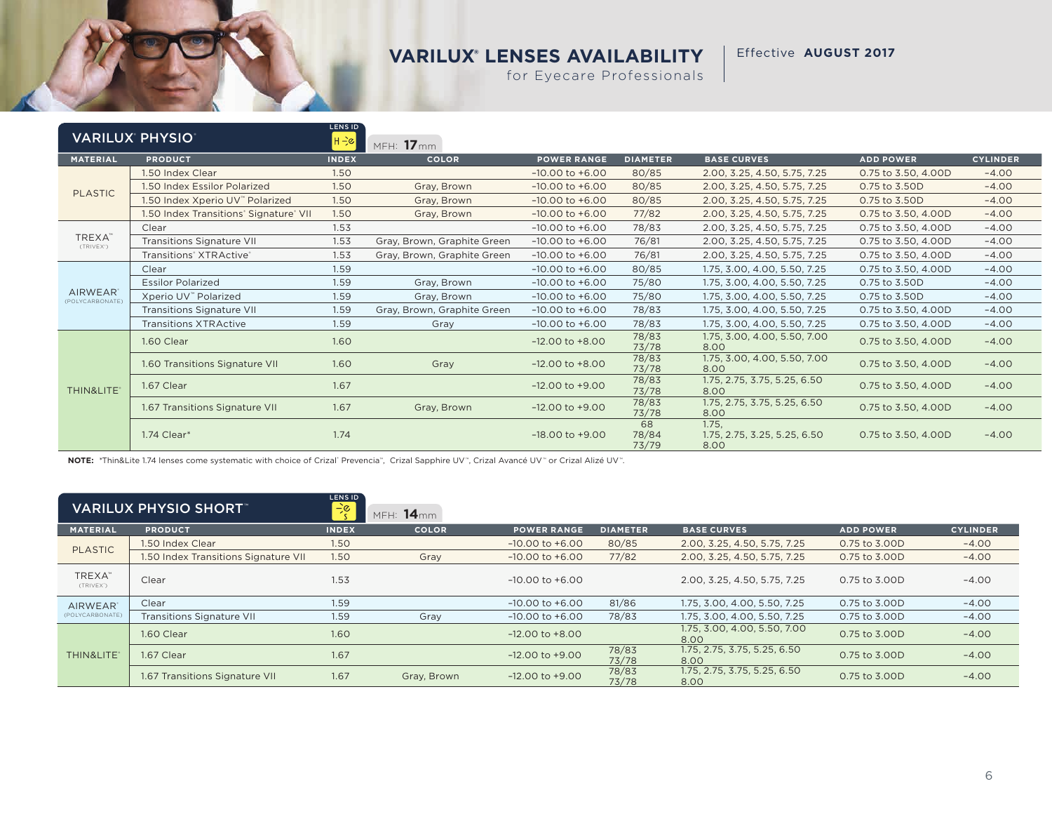# VARILUX® LENSES AVAILABILITY

for Eyecare Professionals

Effective **AUGUST 2017**

## VARILUX® PHYSIO®

LENS ID

MFH: **17**mm

| MATERIAL | PRODUCT | INDEX | COLOR | POWER RANGE | DIAMETER | BASE CURVES | ADD POWER | CYLINDER |
|---|---|---|---|---|---|---|---|---|
| PLASTIC | 1.50 Index Clear | 1.50 | | -10.00 to +6.00 | 80/85 | 2.00, 3.25, 4.50, 5.75, 7.25 | 0.75 to 3.50, 4.00D | -4.00 |
| | 1.50 Index Essilor Polarized | 1.50 | Gray, Brown | -10.00 to +6.00 | 80/85 | 2.00, 3.25, 4.50, 5.75, 7.25 | 0.75 to 3.50D | -4.00 |
| | 1.50 Index Xperio UV™ Polarized | 1.50 | Gray, Brown | -10.00 to +6.00 | 80/85 | 2.00, 3.25, 4.50, 5.75, 7.25 | 0.75 to 3.50D | -4.00 |
| | 1.50 Index Transitions® Signature® VII | 1.50 | Gray, Brown | -10.00 to +6.00 | 77/82 | 2.00, 3.25, 4.50, 5.75, 7.25 | 0.75 to 3.50, 4.00D | -4.00 |
| TREXA™ (TRIVEX®) | Clear | 1.53 | | -10.00 to +6.00 | 78/83 | 2.00, 3.25, 4.50, 5.75, 7.25 | 0.75 to 3.50, 4.00D | -4.00 |
| | Transitions Signature VII | 1.53 | Gray, Brown, Graphite Green | -10.00 to +6.00 | 76/81 | 2.00, 3.25, 4.50, 5.75, 7.25 | 0.75 to 3.50, 4.00D | -4.00 |
| | Transitions® XTRActive® | 1.53 | Gray, Brown, Graphite Green | -10.00 to +6.00 | 76/81 | 2.00, 3.25, 4.50, 5.75, 7.25 | 0.75 to 3.50, 4.00D | -4.00 |
| AIRWEAR® (POLYCARBONATE) | Clear | 1.59 | | -10.00 to +6.00 | 80/85 | 1.75, 3.00, 4.00, 5.50, 7.25 | 0.75 to 3.50, 4.00D | -4.00 |
| | Essilor Polarized | 1.59 | Gray, Brown | -10.00 to +6.00 | 75/80 | 1.75, 3.00, 4.00, 5.50, 7.25 | 0.75 to 3.50D | -4.00 |
| | Xperio UV™ Polarized | 1.59 | Gray, Brown | -10.00 to +6.00 | 75/80 | 1.75, 3.00, 4.00, 5.50, 7.25 | 0.75 to 3.50D | -4.00 |
| | Transitions Signature VII | 1.59 | Gray, Brown, Graphite Green | -10.00 to +6.00 | 78/83 | 1.75, 3.00, 4.00, 5.50, 7.25 | 0.75 to 3.50, 4.00D | -4.00 |
| | Transitions XTRActive | 1.59 | Gray | -10.00 to +6.00 | 78/83 | 1.75, 3.00, 4.00, 5.50, 7.25 | 0.75 to 3.50, 4.00D | -4.00 |
| THIN&LITE® | 1.60 Clear | 1.60 | | -12.00 to +8.00 | 78/83 73/78 | 1.75, 3.00, 4.00, 5.50, 7.00 8.00 | 0.75 to 3.50, 4.00D | -4.00 |
| | 1.60 Transitions Signature VII | 1.60 | Gray | -12.00 to +8.00 | 78/83 73/78 | 1.75, 3.00, 4.00, 5.50, 7.00 8.00 | 0.75 to 3.50, 4.00D | -4.00 |
| | 1.67 Clear | 1.67 | | -12.00 to +9.00 | 78/83 73/78 | 1.75, 2.75, 3.75, 5.25, 6.50 8.00 | 0.75 to 3.50, 4.00D | -4.00 |
| | 1.67 Transitions Signature VII | 1.67 | Gray, Brown | -12.00 to +9.00 | 78/83 73/78 | 1.75, 2.75, 3.75, 5.25, 6.50 8.00 | 0.75 to 3.50, 4.00D | -4.00 |
| | 1.74 Clear* | 1.74 | | -18.00 to +9.00 | 68 78/84 73/79 | 1.75, 1.75, 2.75, 3.25, 5.25, 6.50 8.00 | 0.75 to 3.50, 4.00D | -4.00 |

**NOTE:** *Thin&Lite 1.74 lenses come systematic with choice of Crizal® Prevencia®, Crizal Sapphire UV™, Crizal Avancé UV™ or Crizal Alizé UV™.

## VARILUX PHYSIO SHORT™

LENS ID

MFH: **14**mm

| MATERIAL | PRODUCT | INDEX | COLOR | POWER RANGE | DIAMETER | BASE CURVES | ADD POWER | CYLINDER |
|---|---|---|---|---|---|---|---|---|
| PLASTIC | 1.50 Index Clear | 1.50 | | -10.00 to +6.00 | 80/85 | 2.00, 3.25, 4.50, 5.75, 7.25 | 0.75 to 3.00D | -4.00 |
| | 1.50 Index Transitions Signature VII | 1.50 | Gray | -10.00 to +6.00 | 77/82 | 2.00, 3.25, 4.50, 5.75, 7.25 | 0.75 to 3.00D | -4.00 |
| TREXA™ (TRIVEX®) | Clear | 1.53 | | -10.00 to +6.00 | | 2.00, 3.25, 4.50, 5.75, 7.25 | 0.75 to 3.00D | -4.00 |
| AIRWEAR® (POLYCARBONATE) | Clear | 1.59 | | -10.00 to +6.00 | 81/86 | 1.75, 3.00, 4.00, 5.50, 7.25 | 0.75 to 3.00D | -4.00 |
| | Transitions Signature VII | 1.59 | Gray | -10.00 to +6.00 | 78/83 | 1.75, 3.00, 4.00, 5.50, 7.25 | 0.75 to 3.00D | -4.00 |
| THIN&LITE® | 1.60 Clear | 1.60 | | -12.00 to +8.00 | | 1.75, 3.00, 4.00, 5.50, 7.00 8.00 | 0.75 to 3.00D | -4.00 |
| | 1.67 Clear | 1.67 | | -12.00 to +9.00 | 78/83 73/78 | 1.75, 2.75, 3.75, 5.25, 6.50 8.00 | 0.75 to 3.00D | -4.00 |
| | 1.67 Transitions Signature VII | 1.67 | Gray, Brown | -12.00 to +9.00 | 78/83 73/78 | 1.75, 2.75, 3.75, 5.25, 6.50 8.00 | 0.75 to 3.00D | -4.00 |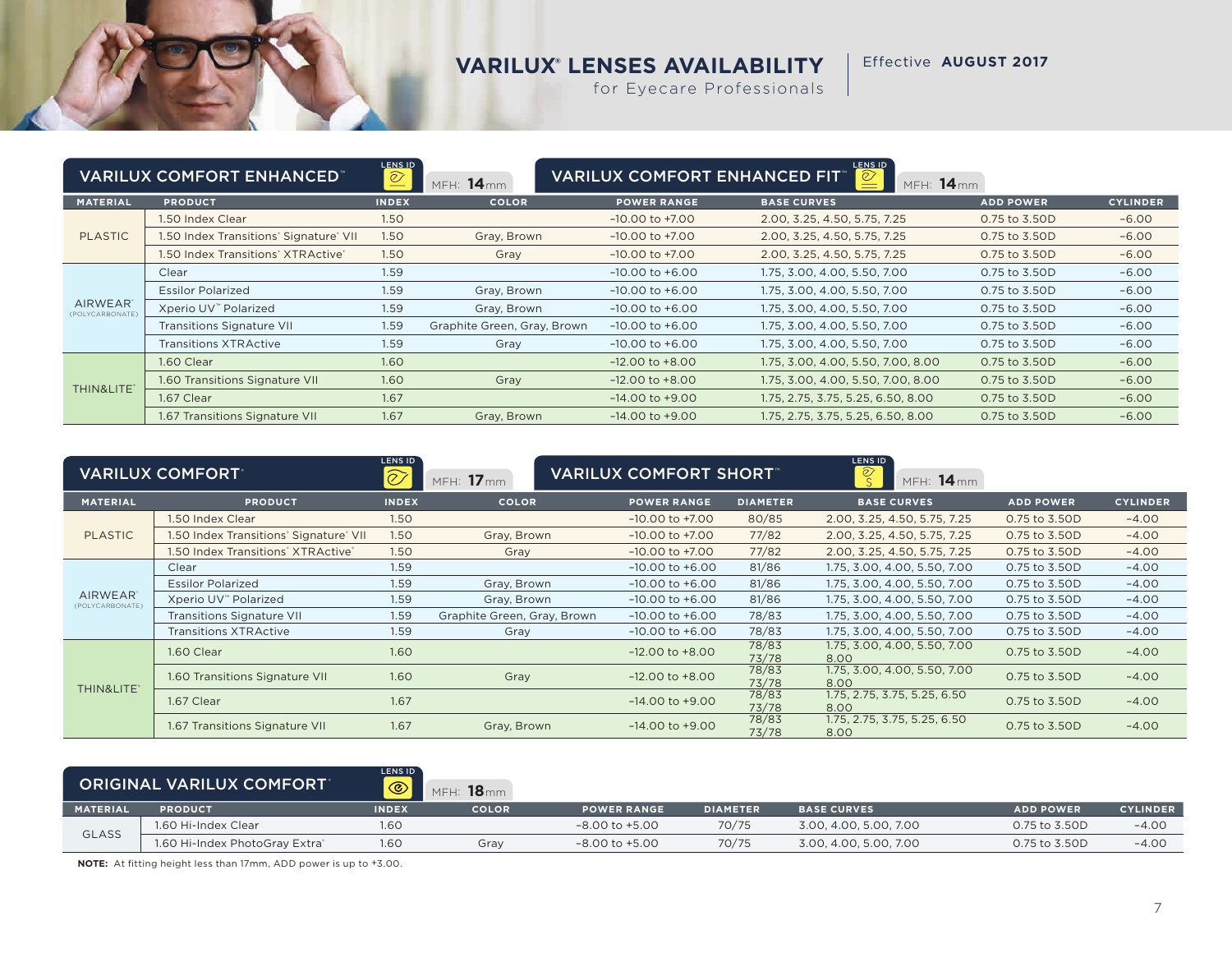# VARILUX® LENSES AVAILABILITY
for Eyecare Professionals

Effective **AUGUST 2017**

## VARILUX COMFORT ENHANCED™ — MFH: 14mm
## VARILUX COMFORT ENHANCED FIT™ — MFH: 14mm

| MATERIAL | PRODUCT | INDEX | COLOR | POWER RANGE | BASE CURVES | ADD POWER | CYLINDER |
|---|---|---|---|---|---|---|---|
| PLASTIC | 1.50 Index Clear | 1.50 | | -10.00 to +7.00 | 2.00, 3.25, 4.50, 5.75, 7.25 | 0.75 to 3.50D | -6.00 |
| | 1.50 Index Transitions® Signature® VII | 1.50 | Gray, Brown | -10.00 to +7.00 | 2.00, 3.25, 4.50, 5.75, 7.25 | 0.75 to 3.50D | -6.00 |
| | 1.50 Index Transitions® XTRActive® | 1.50 | Gray | -10.00 to +7.00 | 2.00, 3.25, 4.50, 5.75, 7.25 | 0.75 to 3.50D | -6.00 |
| AIRWEAR® (POLYCARBONATE) | Clear | 1.59 | | -10.00 to +6.00 | 1.75, 3.00, 4.00, 5.50, 7.00 | 0.75 to 3.50D | -6.00 |
| | Essilor Polarized | 1.59 | Gray, Brown | -10.00 to +6.00 | 1.75, 3.00, 4.00, 5.50, 7.00 | 0.75 to 3.50D | -6.00 |
| | Xperio UV™ Polarized | 1.59 | Gray, Brown | -10.00 to +6.00 | 1.75, 3.00, 4.00, 5.50, 7.00 | 0.75 to 3.50D | -6.00 |
| | Transitions Signature VII | 1.59 | Graphite Green, Gray, Brown | -10.00 to +6.00 | 1.75, 3.00, 4.00, 5.50, 7.00 | 0.75 to 3.50D | -6.00 |
| | Transitions XTRActive | 1.59 | Gray | -10.00 to +6.00 | 1.75, 3.00, 4.00, 5.50, 7.00 | 0.75 to 3.50D | -6.00 |
| THIN&LITE® | 1.60 Clear | 1.60 | | -12.00 to +8.00 | 1.75, 3.00, 4.00, 5.50, 7.00, 8.00 | 0.75 to 3.50D | -6.00 |
| | 1.60 Transitions Signature VII | 1.60 | Gray | -12.00 to +8.00 | 1.75, 3.00, 4.00, 5.50, 7.00, 8.00 | 0.75 to 3.50D | -6.00 |
| | 1.67 Clear | 1.67 | | -14.00 to +9.00 | 1.75, 2.75, 3.75, 5.25, 6.50, 8.00 | 0.75 to 3.50D | -6.00 |
| | 1.67 Transitions Signature VII | 1.67 | Gray, Brown | -14.00 to +9.00 | 1.75, 2.75, 3.75, 5.25, 6.50, 8.00 | 0.75 to 3.50D | -6.00 |

## VARILUX COMFORT® — MFH: 17mm
## VARILUX COMFORT SHORT™ — MFH: 14mm

| MATERIAL | PRODUCT | INDEX | COLOR | POWER RANGE | DIAMETER | BASE CURVES | ADD POWER | CYLINDER |
|---|---|---|---|---|---|---|---|---|
| PLASTIC | 1.50 Index Clear | 1.50 | | -10.00 to +7.00 | 80/85 | 2.00, 3.25, 4.50, 5.75, 7.25 | 0.75 to 3.50D | -4.00 |
| | 1.50 Index Transitions® Signature® VII | 1.50 | Gray, Brown | -10.00 to +7.00 | 77/82 | 2.00, 3.25, 4.50, 5.75, 7.25 | 0.75 to 3.50D | -4.00 |
| | 1.50 Index Transitions® XTRActive® | 1.50 | Gray | -10.00 to +7.00 | 77/82 | 2.00, 3.25, 4.50, 5.75, 7.25 | 0.75 to 3.50D | -4.00 |
| AIRWEAR® (POLYCARBONATE) | Clear | 1.59 | | -10.00 to +6.00 | 81/86 | 1.75, 3.00, 4.00, 5.50, 7.00 | 0.75 to 3.50D | -4.00 |
| | Essilor Polarized | 1.59 | Gray, Brown | -10.00 to +6.00 | 81/86 | 1.75, 3.00, 4.00, 5.50, 7.00 | 0.75 to 3.50D | -4.00 |
| | Xperio UV™ Polarized | 1.59 | Gray, Brown | -10.00 to +6.00 | 81/86 | 1.75, 3.00, 4.00, 5.50, 7.00 | 0.75 to 3.50D | -4.00 |
| | Transitions Signature VII | 1.59 | Graphite Green, Gray, Brown | -10.00 to +6.00 | 78/83 | 1.75, 3.00, 4.00, 5.50, 7.00 | 0.75 to 3.50D | -4.00 |
| | Transitions XTRActive | 1.59 | Gray | -10.00 to +6.00 | 78/83 | 1.75, 3.00, 4.00, 5.50, 7.00 | 0.75 to 3.50D | -4.00 |
| THIN&LITE® | 1.60 Clear | 1.60 | | -12.00 to +8.00 | 78/83 73/78 | 1.75, 3.00, 4.00, 5.50, 7.00 8.00 | 0.75 to 3.50D | -4.00 |
| | 1.60 Transitions Signature VII | 1.60 | Gray | -12.00 to +8.00 | 78/83 73/78 | 1.75, 3.00, 4.00, 5.50, 7.00 8.00 | 0.75 to 3.50D | -4.00 |
| | 1.67 Clear | 1.67 | | -14.00 to +9.00 | 78/83 73/78 | 1.75, 2.75, 3.75, 5.25, 6.50 8.00 | 0.75 to 3.50D | -4.00 |
| | 1.67 Transitions Signature VII | 1.67 | Gray, Brown | -14.00 to +9.00 | 78/83 73/78 | 1.75, 2.75, 3.75, 5.25, 6.50 8.00 | 0.75 to 3.50D | -4.00 |

## ORIGINAL VARILUX COMFORT® — MFH: 18mm

| MATERIAL | PRODUCT | INDEX | COLOR | POWER RANGE | DIAMETER | BASE CURVES | ADD POWER | CYLINDER |
|---|---|---|---|---|---|---|---|---|
| GLASS | 1.60 Hi-Index Clear | 1.60 | | -8.00 to +5.00 | 70/75 | 3.00, 4.00, 5.00, 7.00 | 0.75 to 3.50D | -4.00 |
| | 1.60 Hi-Index PhotoGray Extra® | 1.60 | Gray | -8.00 to +5.00 | 70/75 | 3.00, 4.00, 5.00, 7.00 | 0.75 to 3.50D | -4.00 |

**NOTE:** At fitting height less than 17mm, ADD power is up to +3.00.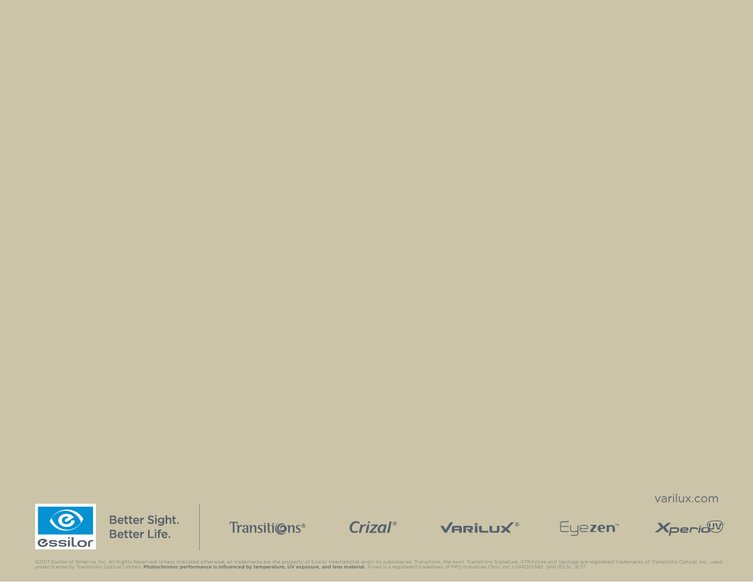varilux.com

essilor

Better Sight.
Better Life.

Transitions® Crizal® VARILUX® Eyezen™ Xperio UV

©2017 Essilor of America, Inc. All Rights Reserved. Unless indicated otherwise, all trademarks are the property of Essilor International and/r its subsidiaries. Transitions, the swirl, Transitions Signature, XTRActive and Vantage are registered trademarks of Transitions Optical, Inc., used under license by Transitions Optical Limited. **Photochromic performance is influenced by temperature, UV exposure, and lens material.** Trivex is a registered trademark of PPG Industries Ohio, Inc. LVAR201382 SHK/ECSL 8/17